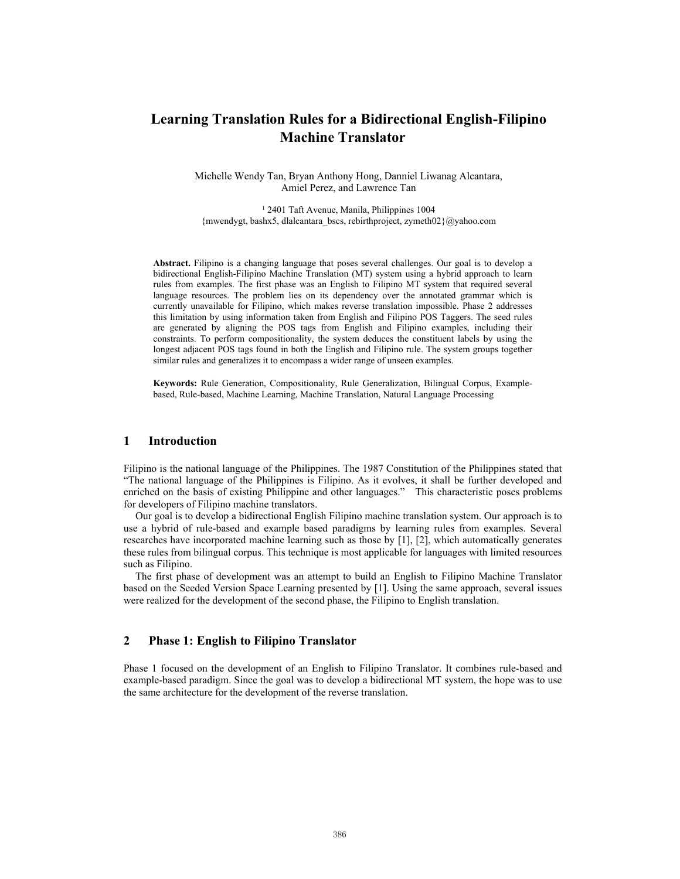# Learning Translation Rules for a Bidirectional English-Filipino Machine Translator

Michelle Wendy Tan, Bryan Anthony Hong, Danniel Liwanag Alcantara, Amiel Perez, and Lawrence Tan

[1] 2401 Taft Avenue, Manila, Philippines 1004
{mwendygt, bashx5, dlalcantara_bscs, rebirthproject, zymeth02}@yahoo.com

**Abstract.** Filipino is a changing language that poses several challenges. Our goal is to develop a bidirectional English-Filipino Machine Translation (MT) system using a hybrid approach to learn rules from examples. The first phase was an English to Filipino MT system that required several language resources. The problem lies on its dependency over the annotated grammar which is currently unavailable for Filipino, which makes reverse translation impossible. Phase 2 addresses this limitation by using information taken from English and Filipino POS Taggers. The seed rules are generated by aligning the POS tags from English and Filipino examples, including their constraints. To perform compositionality, the system deduces the constituent labels by using the longest adjacent POS tags found in both the English and Filipino rule. The system groups together similar rules and generalizes it to encompass a wider range of unseen examples.

**Keywords:** Rule Generation, Compositionality, Rule Generalization, Bilingual Corpus, Example-based, Rule-based, Machine Learning, Machine Translation, Natural Language Processing

## 1 Introduction

Filipino is the national language of the Philippines. The 1987 Constitution of the Philippines stated that "The national language of the Philippines is Filipino. As it evolves, it shall be further developed and enriched on the basis of existing Philippine and other languages." This characteristic poses problems for developers of Filipino machine translators.

Our goal is to develop a bidirectional English Filipino machine translation system. Our approach is to use a hybrid of rule-based and example based paradigms by learning rules from examples. Several researches have incorporated machine learning such as those by [1], [2], which automatically generates these rules from bilingual corpus. This technique is most applicable for languages with limited resources such as Filipino.

The first phase of development was an attempt to build an English to Filipino Machine Translator based on the Seeded Version Space Learning presented by [1]. Using the same approach, several issues were realized for the development of the second phase, the Filipino to English translation.

## 2 Phase 1: English to Filipino Translator

Phase 1 focused on the development of an English to Filipino Translator. It combines rule-based and example-based paradigm. Since the goal was to develop a bidirectional MT system, the hope was to use the same architecture for the development of the reverse translation.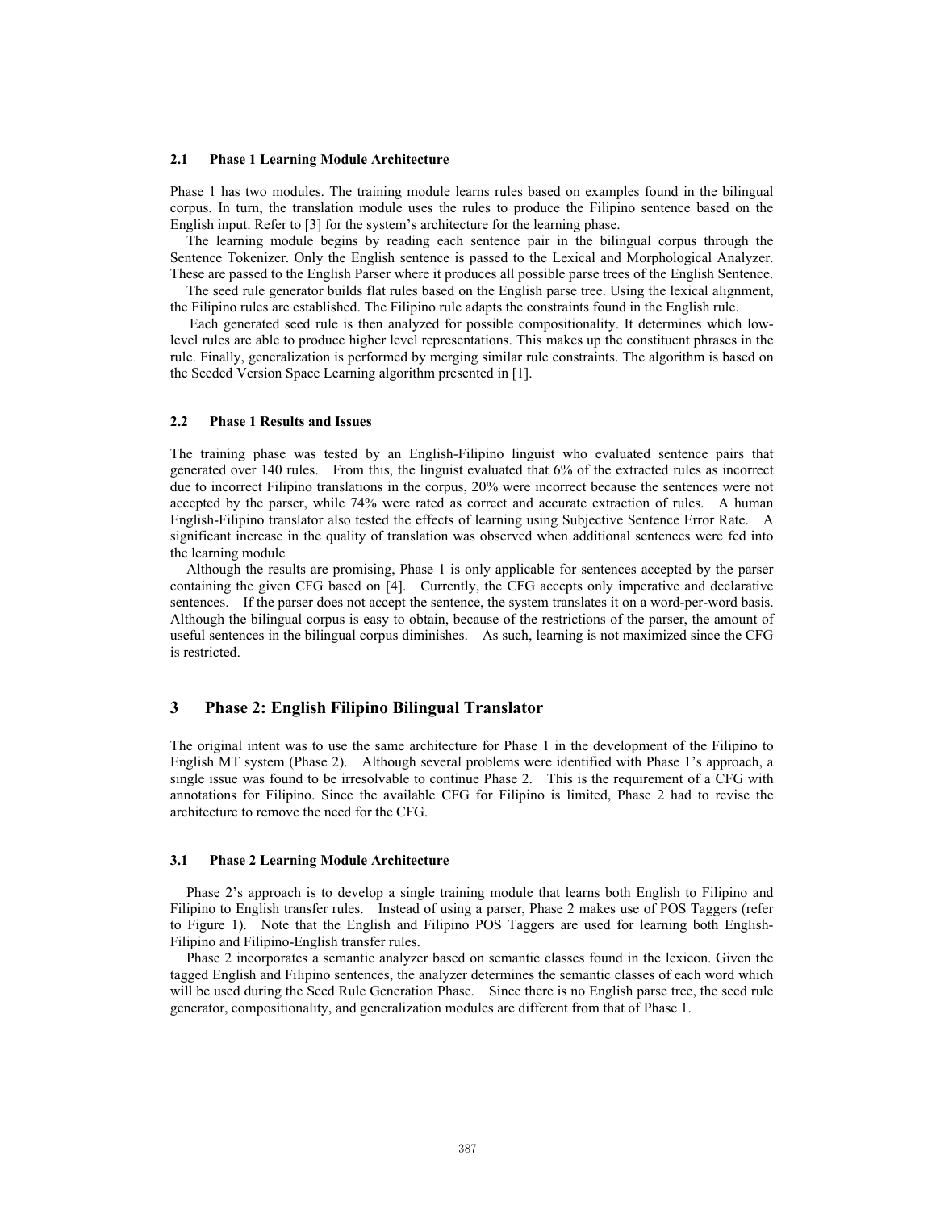### 2.1 Phase 1 Learning Module Architecture

Phase 1 has two modules. The training module learns rules based on examples found in the bilingual corpus. In turn, the translation module uses the rules to produce the Filipino sentence based on the English input. Refer to [3] for the system's architecture for the learning phase.

The learning module begins by reading each sentence pair in the bilingual corpus through the Sentence Tokenizer. Only the English sentence is passed to the Lexical and Morphological Analyzer. These are passed to the English Parser where it produces all possible parse trees of the English Sentence.

The seed rule generator builds flat rules based on the English parse tree. Using the lexical alignment, the Filipino rules are established. The Filipino rule adapts the constraints found in the English rule.

Each generated seed rule is then analyzed for possible compositionality. It determines which low-level rules are able to produce higher level representations. This makes up the constituent phrases in the rule. Finally, generalization is performed by merging similar rule constraints. The algorithm is based on the Seeded Version Space Learning algorithm presented in [1].

### 2.2 Phase 1 Results and Issues

The training phase was tested by an English-Filipino linguist who evaluated sentence pairs that generated over 140 rules. From this, the linguist evaluated that 6% of the extracted rules as incorrect due to incorrect Filipino translations in the corpus, 20% were incorrect because the sentences were not accepted by the parser, while 74% were rated as correct and accurate extraction of rules. A human English-Filipino translator also tested the effects of learning using Subjective Sentence Error Rate. A significant increase in the quality of translation was observed when additional sentences were fed into the learning module

Although the results are promising, Phase 1 is only applicable for sentences accepted by the parser containing the given CFG based on [4]. Currently, the CFG accepts only imperative and declarative sentences. If the parser does not accept the sentence, the system translates it on a word-per-word basis. Although the bilingual corpus is easy to obtain, because of the restrictions of the parser, the amount of useful sentences in the bilingual corpus diminishes. As such, learning is not maximized since the CFG is restricted.

## 3 Phase 2: English Filipino Bilingual Translator

The original intent was to use the same architecture for Phase 1 in the development of the Filipino to English MT system (Phase 2). Although several problems were identified with Phase 1's approach, a single issue was found to be irresolvable to continue Phase 2. This is the requirement of a CFG with annotations for Filipino. Since the available CFG for Filipino is limited, Phase 2 had to revise the architecture to remove the need for the CFG.

### 3.1 Phase 2 Learning Module Architecture

Phase 2's approach is to develop a single training module that learns both English to Filipino and Filipino to English transfer rules. Instead of using a parser, Phase 2 makes use of POS Taggers (refer to Figure 1). Note that the English and Filipino POS Taggers are used for learning both English-Filipino and Filipino-English transfer rules.

Phase 2 incorporates a semantic analyzer based on semantic classes found in the lexicon. Given the tagged English and Filipino sentences, the analyzer determines the semantic classes of each word which will be used during the Seed Rule Generation Phase. Since there is no English parse tree, the seed rule generator, compositionality, and generalization modules are different from that of Phase 1.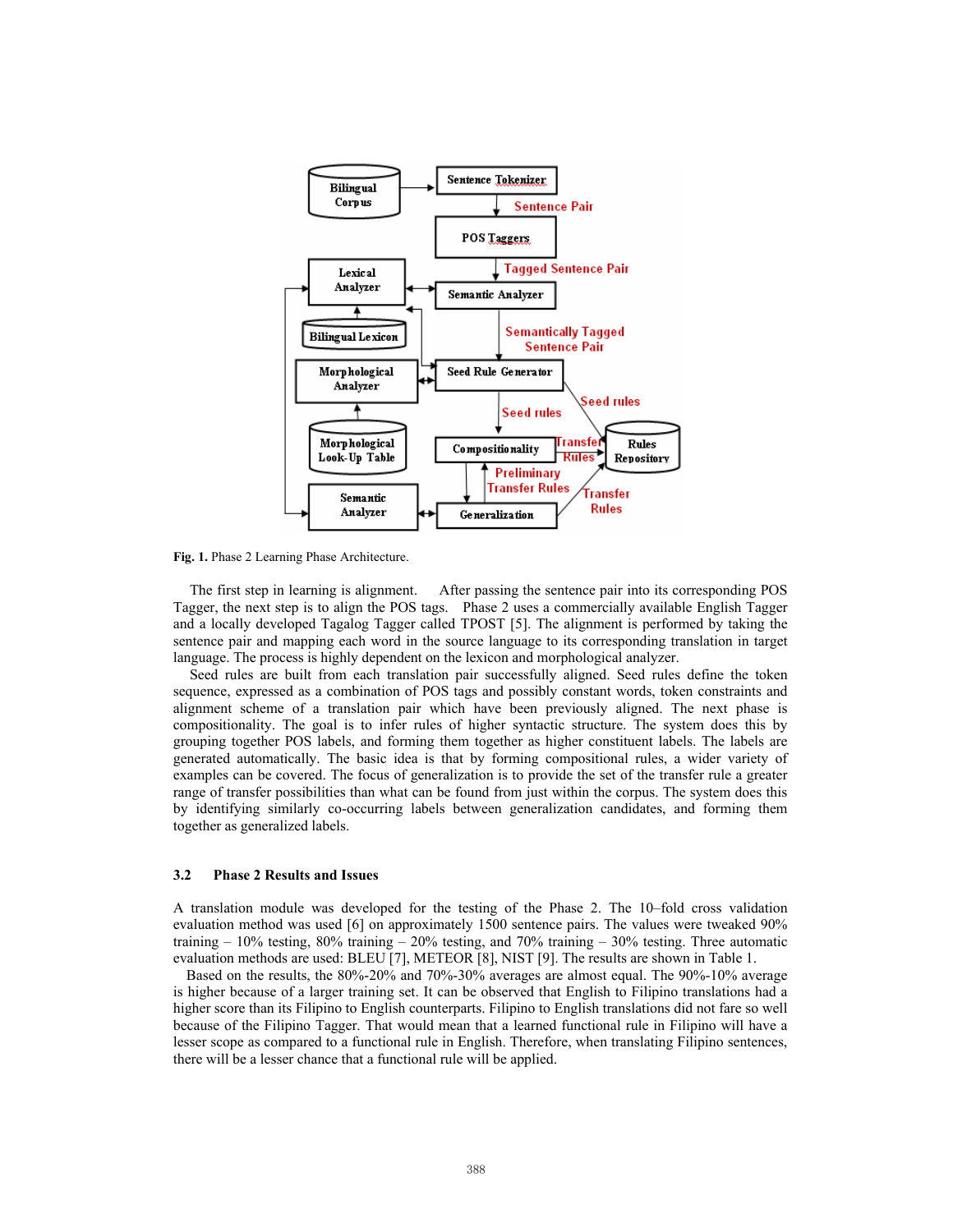Fig. 1. Phase 2 Learning Phase Architecture.

The first step in learning is alignment. After passing the sentence pair into its corresponding POS Tagger, the next step is to align the POS tags. Phase 2 uses a commercially available English Tagger and a locally developed Tagalog Tagger called TPOST [5]. The alignment is performed by taking the sentence pair and mapping each word in the source language to its corresponding translation in target language. The process is highly dependent on the lexicon and morphological analyzer.

Seed rules are built from each translation pair successfully aligned. Seed rules define the token sequence, expressed as a combination of POS tags and possibly constant words, token constraints and alignment scheme of a translation pair which have been previously aligned. The next phase is compositionality. The goal is to infer rules of higher syntactic structure. The system does this by grouping together POS labels, and forming them together as higher constituent labels. The labels are generated automatically. The basic idea is that by forming compositional rules, a wider variety of examples can be covered. The focus of generalization is to provide the set of the transfer rule a greater range of transfer possibilities than what can be found from just within the corpus. The system does this by identifying similarly co-occurring labels between generalization candidates, and forming them together as generalized labels.

### 3.2 Phase 2 Results and Issues

A translation module was developed for the testing of the Phase 2. The 10–fold cross validation evaluation method was used [6] on approximately 1500 sentence pairs. The values were tweaked 90% training – 10% testing, 80% training – 20% testing, and 70% training – 30% testing. Three automatic evaluation methods are used: BLEU [7], METEOR [8], NIST [9]. The results are shown in Table 1.

Based on the results, the 80%-20% and 70%-30% averages are almost equal. The 90%-10% average is higher because of a larger training set. It can be observed that English to Filipino translations had a higher score than its Filipino to English counterparts. Filipino to English translations did not fare so well because of the Filipino Tagger. That would mean that a learned functional rule in Filipino will have a lesser scope as compared to a functional rule in English. Therefore, when translating Filipino sentences, there will be a lesser chance that a functional rule will be applied.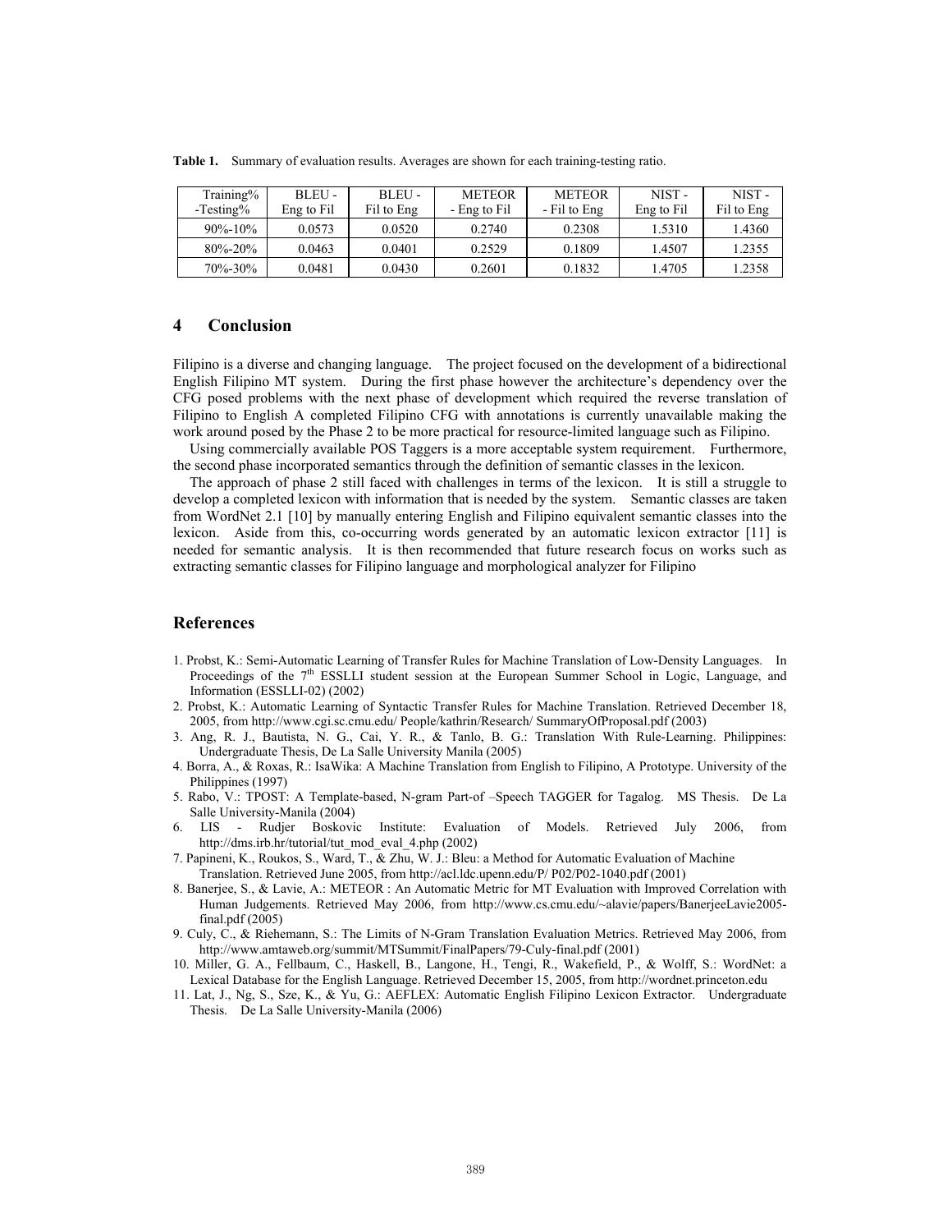**Table 1.** Summary of evaluation results. Averages are shown for each training-testing ratio.

| Training% -Testing% | BLEU - Eng to Fil | BLEU - Fil to Eng | METEOR - Eng to Fil | METEOR - Fil to Eng | NIST - Eng to Fil | NIST - Fil to Eng |
|---|---|---|---|---|---|---|
| 90%-10% | 0.0573 | 0.0520 | 0.2740 | 0.2308 | 1.5310 | 1.4360 |
| 80%-20% | 0.0463 | 0.0401 | 0.2529 | 0.1809 | 1.4507 | 1.2355 |
| 70%-30% | 0.0481 | 0.0430 | 0.2601 | 0.1832 | 1.4705 | 1.2358 |

## 4 Conclusion

Filipino is a diverse and changing language. The project focused on the development of a bidirectional English Filipino MT system. During the first phase however the architecture's dependency over the CFG posed problems with the next phase of development which required the reverse translation of Filipino to English A completed Filipino CFG with annotations is currently unavailable making the work around posed by the Phase 2 to be more practical for resource-limited language such as Filipino.

Using commercially available POS Taggers is a more acceptable system requirement. Furthermore, the second phase incorporated semantics through the definition of semantic classes in the lexicon.

The approach of phase 2 still faced with challenges in terms of the lexicon. It is still a struggle to develop a completed lexicon with information that is needed by the system. Semantic classes are taken from WordNet 2.1 [10] by manually entering English and Filipino equivalent semantic classes into the lexicon. Aside from this, co-occurring words generated by an automatic lexicon extractor [11] is needed for semantic analysis. It is then recommended that future research focus on works such as extracting semantic classes for Filipino language and morphological analyzer for Filipino

## References

1. Probst, K.: Semi-Automatic Learning of Transfer Rules for Machine Translation of Low-Density Languages. In Proceedings of the 7th ESSLLI student session at the European Summer School in Logic, Language, and Information (ESSLLI-02) (2002)
2. Probst, K.: Automatic Learning of Syntactic Transfer Rules for Machine Translation. Retrieved December 18, 2005, from http://www.cgi.sc.cmu.edu/ People/kathrin/Research/ SummaryOfProposal.pdf (2003)
3. Ang, R. J., Bautista, N. G., Cai, Y. R., & Tanlo, B. G.: Translation With Rule-Learning. Philippines: Undergraduate Thesis, De La Salle University Manila (2005)
4. Borra, A., & Roxas, R.: IsaWika: A Machine Translation from English to Filipino, A Prototype. University of the Philippines (1997)
5. Rabo, V.: TPOST: A Template-based, N-gram Part-of –Speech TAGGER for Tagalog. MS Thesis. De La Salle University-Manila (2004)
6. LIS - Rudjer Boskovic Institute: Evaluation of Models. Retrieved July 2006, from http://dms.irb.hr/tutorial/tut_mod_eval_4.php (2002)
7. Papineni, K., Roukos, S., Ward, T., & Zhu, W. J.: Bleu: a Method for Automatic Evaluation of Machine Translation. Retrieved June 2005, from http://acl.ldc.upenn.edu/P/ P02/P02-1040.pdf (2001)
8. Banerjee, S., & Lavie, A.: METEOR : An Automatic Metric for MT Evaluation with Improved Correlation with Human Judgements. Retrieved May 2006, from http://www.cs.cmu.edu/~alavie/papers/BanerjeeLavie2005-final.pdf (2005)
9. Culy, C., & Riehemann, S.: The Limits of N-Gram Translation Evaluation Metrics. Retrieved May 2006, from http://www.amtaweb.org/summit/MTSummit/FinalPapers/79-Culy-final.pdf (2001)
10. Miller, G. A., Fellbaum, C., Haskell, B., Langone, H., Tengi, R., Wakefield, P., & Wolff, S.: WordNet: a Lexical Database for the English Language. Retrieved December 15, 2005, from http://wordnet.princeton.edu
11. Lat, J., Ng, S., Sze, K., & Yu, G.: AEFLEX: Automatic English Filipino Lexicon Extractor. Undergraduate Thesis. De La Salle University-Manila (2006)